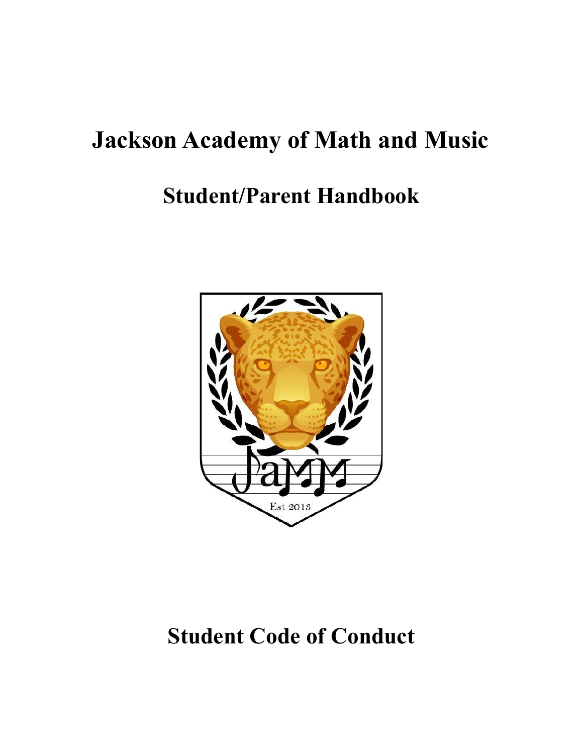# Jackson Academy of Math and Music

## Student/Parent Handbook

# Student Code of Conduct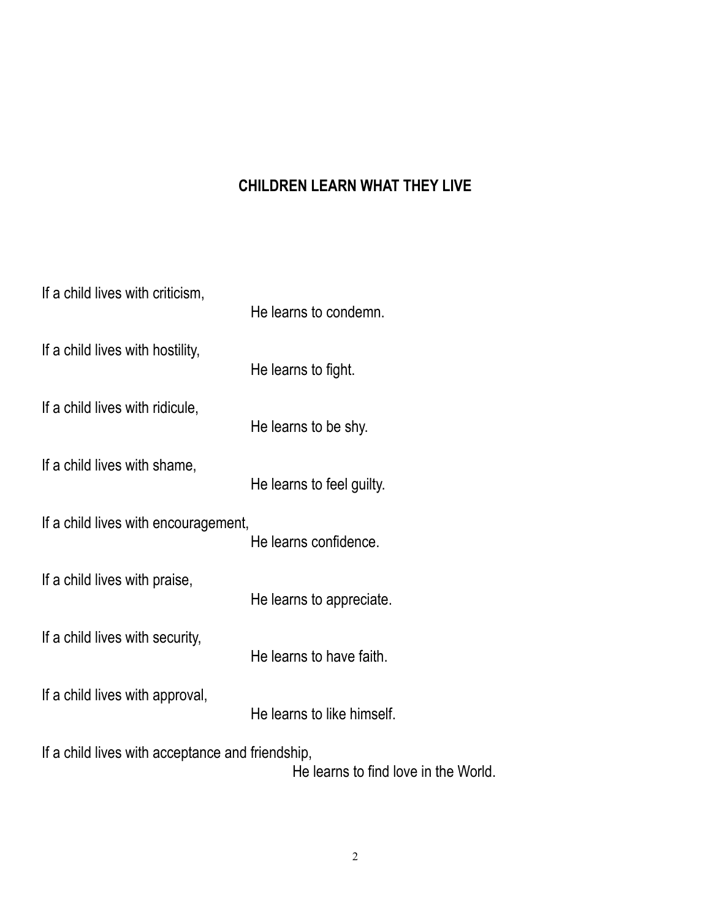## CHILDREN LEARN WHAT THEY LIVE

If a child lives with criticism,
He learns to condemn.

If a child lives with hostility,
He learns to fight.

If a child lives with ridicule,
He learns to be shy.

If a child lives with shame,
He learns to feel guilty.

If a child lives with encouragement,
He learns confidence.

If a child lives with praise,
He learns to appreciate.

If a child lives with security,
He learns to have faith.

If a child lives with approval,
He learns to like himself.

If a child lives with acceptance and friendship,
He learns to find love in the World.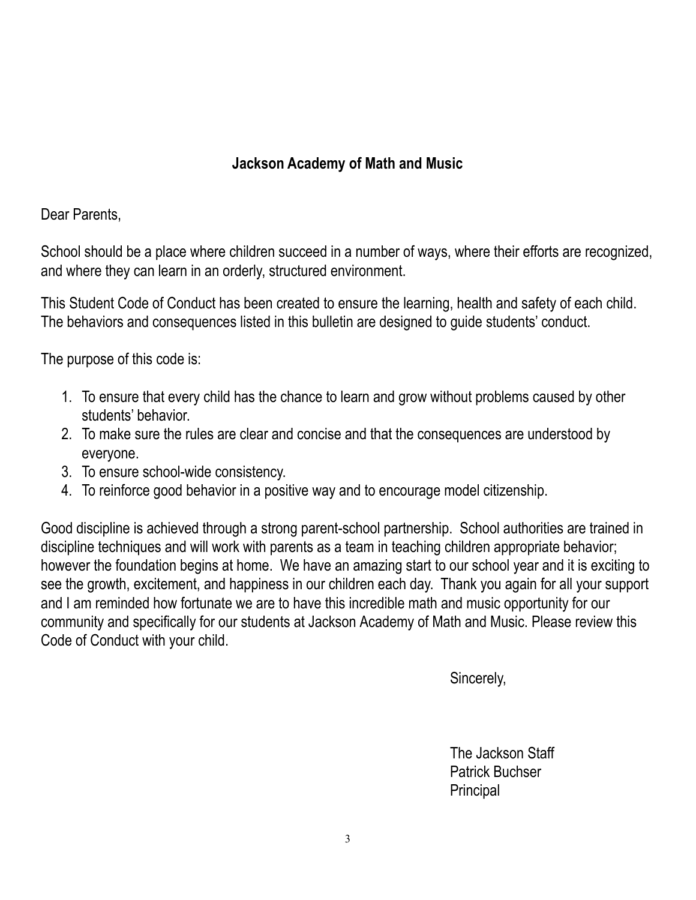## Jackson Academy of Math and Music

Dear Parents,

School should be a place where children succeed in a number of ways, where their efforts are recognized, and where they can learn in an orderly, structured environment.

This Student Code of Conduct has been created to ensure the learning, health and safety of each child. The behaviors and consequences listed in this bulletin are designed to guide students' conduct.

The purpose of this code is:

1. To ensure that every child has the chance to learn and grow without problems caused by other students' behavior.
2. To make sure the rules are clear and concise and that the consequences are understood by everyone.
3. To ensure school-wide consistency.
4. To reinforce good behavior in a positive way and to encourage model citizenship.

Good discipline is achieved through a strong parent-school partnership. School authorities are trained in discipline techniques and will work with parents as a team in teaching children appropriate behavior; however the foundation begins at home. We have an amazing start to our school year and it is exciting to see the growth, excitement, and happiness in our children each day. Thank you again for all your support and I am reminded how fortunate we are to have this incredible math and music opportunity for our community and specifically for our students at Jackson Academy of Math and Music. Please review this Code of Conduct with your child.

Sincerely,

The Jackson Staff
Patrick Buchser
Principal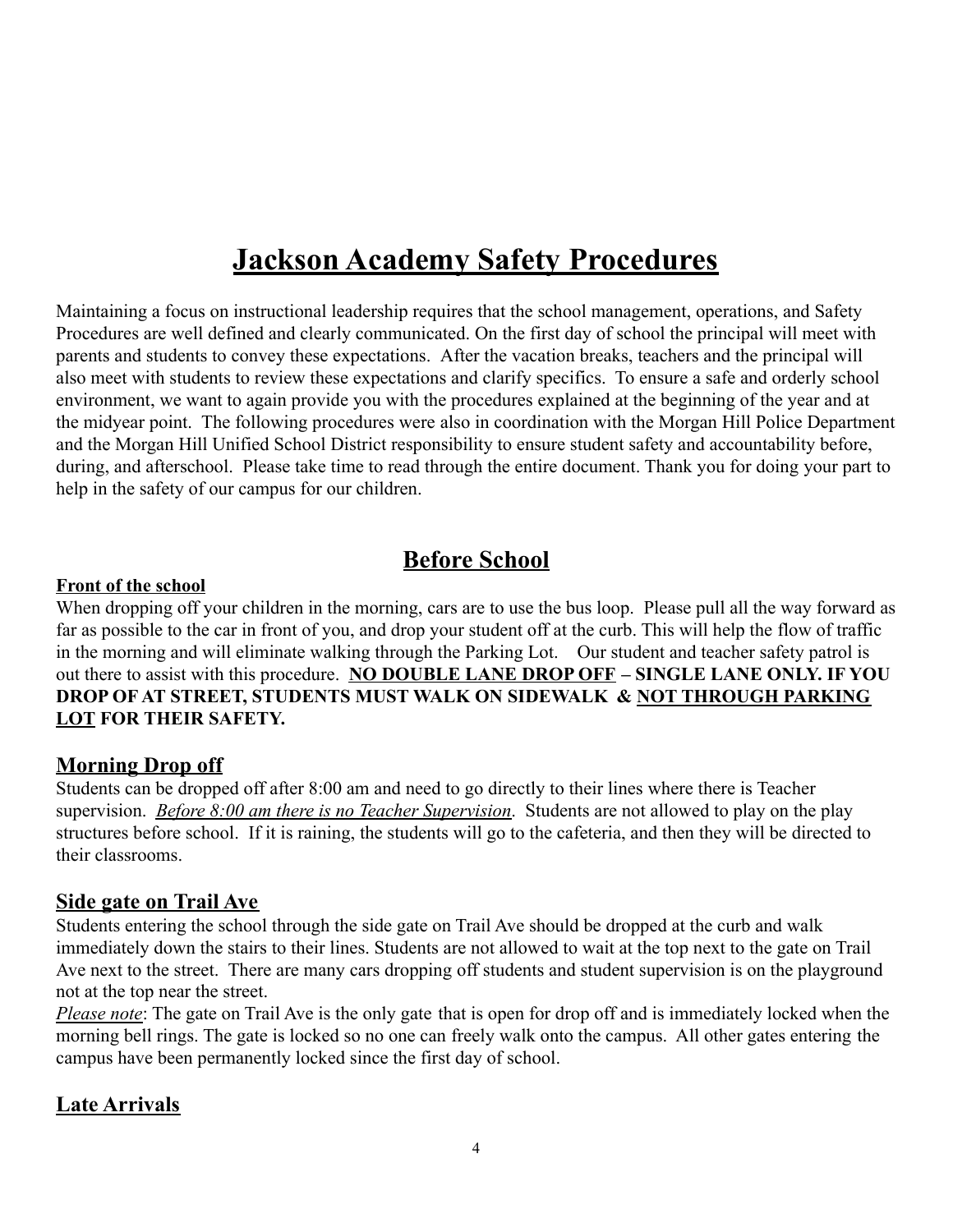# Jackson Academy Safety Procedures

Maintaining a focus on instructional leadership requires that the school management, operations, and Safety Procedures are well defined and clearly communicated. On the first day of school the principal will meet with parents and students to convey these expectations. After the vacation breaks, teachers and the principal will also meet with students to review these expectations and clarify specifics. To ensure a safe and orderly school environment, we want to again provide you with the procedures explained at the beginning of the year and at the midyear point. The following procedures were also in coordination with the Morgan Hill Police Department and the Morgan Hill Unified School District responsibility to ensure student safety and accountability before, during, and afterschool. Please take time to read through the entire document. Thank you for doing your part to help in the safety of our campus for our children.

## Before School

**Front of the school**

When dropping off your children in the morning, cars are to use the bus loop. Please pull all the way forward as far as possible to the car in front of you, and drop your student off at the curb. This will help the flow of traffic in the morning and will eliminate walking through the Parking Lot. Our student and teacher safety patrol is out there to assist with this procedure. **NO DOUBLE LANE DROP OFF – SINGLE LANE ONLY. IF YOU DROP OF AT STREET, STUDENTS MUST WALK ON SIDEWALK & NOT THROUGH PARKING LOT FOR THEIR SAFETY.**

### Morning Drop off

Students can be dropped off after 8:00 am and need to go directly to their lines where there is Teacher supervision. *Before 8:00 am there is no Teacher Supervision*. Students are not allowed to play on the play structures before school. If it is raining, the students will go to the cafeteria, and then they will be directed to their classrooms.

### Side gate on Trail Ave

Students entering the school through the side gate on Trail Ave should be dropped at the curb and walk immediately down the stairs to their lines. Students are not allowed to wait at the top next to the gate on Trail Ave next to the street. There are many cars dropping off students and student supervision is on the playground not at the top near the street.

*Please note*: The gate on Trail Ave is the only gate that is open for drop off and is immediately locked when the morning bell rings. The gate is locked so no one can freely walk onto the campus. All other gates entering the campus have been permanently locked since the first day of school.

### Late Arrivals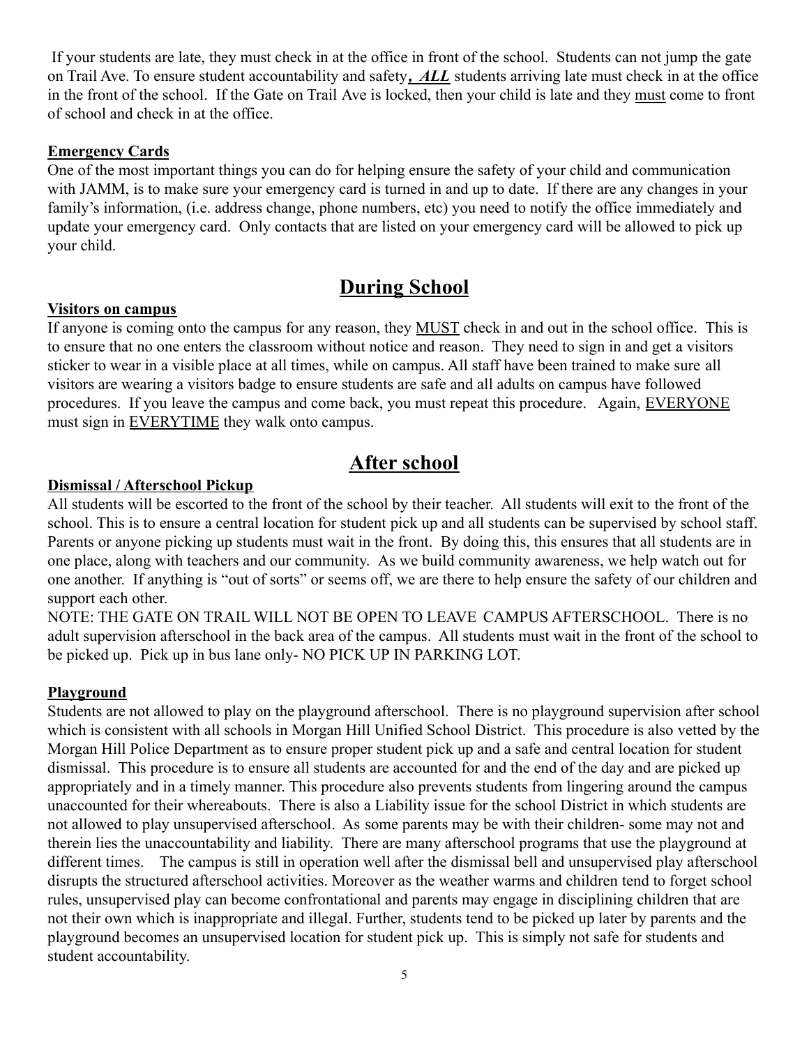If your students are late, they must check in at the office in front of the school. Students can not jump the gate on Trail Ave. To ensure student accountability and safety***, ALL*** students arriving late must check in at the office in the front of the school. If the Gate on Trail Ave is locked, then your child is late and they <u>must</u> come to front of school and check in at the office.

**<u>Emergency Cards</u>**

One of the most important things you can do for helping ensure the safety of your child and communication with JAMM, is to make sure your emergency card is turned in and up to date. If there are any changes in your family's information, (i.e. address change, phone numbers, etc) you need to notify the office immediately and update your emergency card. Only contacts that are listed on your emergency card will be allowed to pick up your child.

## <u>During School</u>

**<u>Visitors on campus</u>**

If anyone is coming onto the campus for any reason, they <u>MUST</u> check in and out in the school office. This is to ensure that no one enters the classroom without notice and reason. They need to sign in and get a visitors sticker to wear in a visible place at all times, while on campus. All staff have been trained to make sure all visitors are wearing a visitors badge to ensure students are safe and all adults on campus have followed procedures. If you leave the campus and come back, you must repeat this procedure. Again, <u>EVERYONE</u> must sign in <u>EVERYTIME</u> they walk onto campus.

## <u>After school</u>

**<u>Dismissal / Afterschool Pickup</u>**

All students will be escorted to the front of the school by their teacher. All students will exit to the front of the school. This is to ensure a central location for student pick up and all students can be supervised by school staff. Parents or anyone picking up students must wait in the front. By doing this, this ensures that all students are in one place, along with teachers and our community. As we build community awareness, we help watch out for one another. If anything is "out of sorts" or seems off, we are there to help ensure the safety of our children and support each other.

NOTE: THE GATE ON TRAIL WILL NOT BE OPEN TO LEAVE CAMPUS AFTERSCHOOL. There is no adult supervision afterschool in the back area of the campus. All students must wait in the front of the school to be picked up. Pick up in bus lane only- NO PICK UP IN PARKING LOT.

**<u>Playground</u>**

Students are not allowed to play on the playground afterschool. There is no playground supervision after school which is consistent with all schools in Morgan Hill Unified School District. This procedure is also vetted by the Morgan Hill Police Department as to ensure proper student pick up and a safe and central location for student dismissal. This procedure is to ensure all students are accounted for and the end of the day and are picked up appropriately and in a timely manner. This procedure also prevents students from lingering around the campus unaccounted for their whereabouts. There is also a Liability issue for the school District in which students are not allowed to play unsupervised afterschool. As some parents may be with their children- some may not and therein lies the unaccountability and liability. There are many afterschool programs that use the playground at different times. The campus is still in operation well after the dismissal bell and unsupervised play afterschool disrupts the structured afterschool activities. Moreover as the weather warms and children tend to forget school rules, unsupervised play can become confrontational and parents may engage in disciplining children that are not their own which is inappropriate and illegal. Further, students tend to be picked up later by parents and the playground becomes an unsupervised location for student pick up. This is simply not safe for students and student accountability.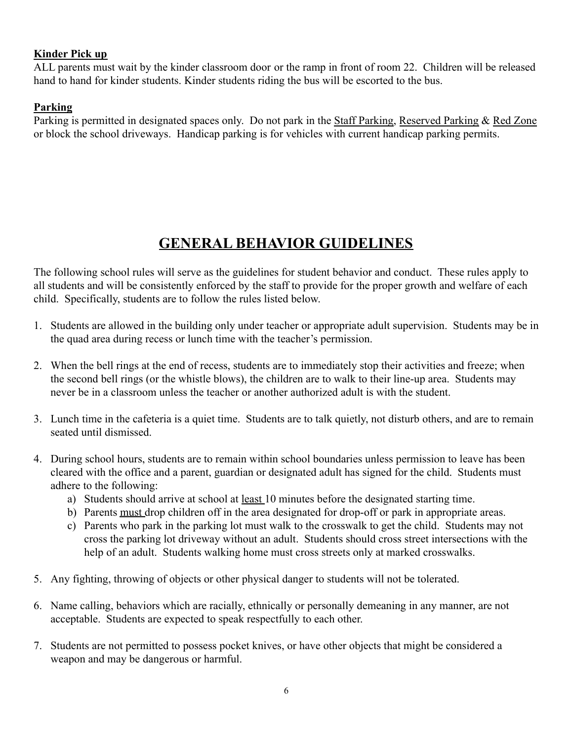**Kinder Pick up**

ALL parents must wait by the kinder classroom door or the ramp in front of room 22. Children will be released hand to hand for kinder students. Kinder students riding the bus will be escorted to the bus.

**Parking**

Parking is permitted in designated spaces only. Do not park in the Staff Parking, Reserved Parking & Red Zone or block the school driveways. Handicap parking is for vehicles with current handicap parking permits.

## GENERAL BEHAVIOR GUIDELINES

The following school rules will serve as the guidelines for student behavior and conduct. These rules apply to all students and will be consistently enforced by the staff to provide for the proper growth and welfare of each child. Specifically, students are to follow the rules listed below.

1. Students are allowed in the building only under teacher or appropriate adult supervision. Students may be in the quad area during recess or lunch time with the teacher's permission.

2. When the bell rings at the end of recess, students are to immediately stop their activities and freeze; when the second bell rings (or the whistle blows), the children are to walk to their line-up area. Students may never be in a classroom unless the teacher or another authorized adult is with the student.

3. Lunch time in the cafeteria is a quiet time. Students are to talk quietly, not disturb others, and are to remain seated until dismissed.

4. During school hours, students are to remain within school boundaries unless permission to leave has been cleared with the office and a parent, guardian or designated adult has signed for the child. Students must adhere to the following:
   a) Students should arrive at school at least 10 minutes before the designated starting time.
   b) Parents must drop children off in the area designated for drop-off or park in appropriate areas.
   c) Parents who park in the parking lot must walk to the crosswalk to get the child. Students may not cross the parking lot driveway without an adult. Students should cross street intersections with the help of an adult. Students walking home must cross streets only at marked crosswalks.

5. Any fighting, throwing of objects or other physical danger to students will not be tolerated.

6. Name calling, behaviors which are racially, ethnically or personally demeaning in any manner, are not acceptable. Students are expected to speak respectfully to each other.

7. Students are not permitted to possess pocket knives, or have other objects that might be considered a weapon and may be dangerous or harmful.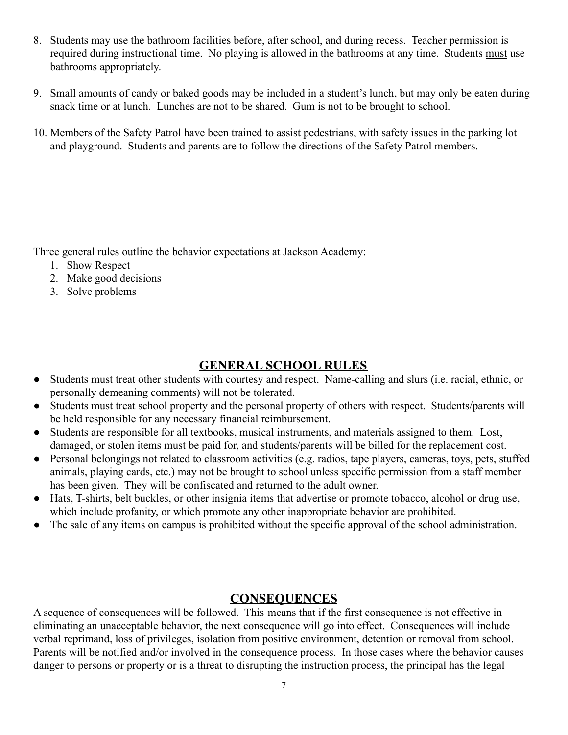8. Students may use the bathroom facilities before, after school, and during recess. Teacher permission is required during instructional time. No playing is allowed in the bathrooms at any time. Students must use bathrooms appropriately.
9. Small amounts of candy or baked goods may be included in a student's lunch, but may only be eaten during snack time or at lunch. Lunches are not to be shared. Gum is not to be brought to school.
10. Members of the Safety Patrol have been trained to assist pedestrians, with safety issues in the parking lot and playground. Students and parents are to follow the directions of the Safety Patrol members.

Three general rules outline the behavior expectations at Jackson Academy:

1. Show Respect
2. Make good decisions
3. Solve problems

## GENERAL SCHOOL RULES

- Students must treat other students with courtesy and respect. Name-calling and slurs (i.e. racial, ethnic, or personally demeaning comments) will not be tolerated.
- Students must treat school property and the personal property of others with respect. Students/parents will be held responsible for any necessary financial reimbursement.
- Students are responsible for all textbooks, musical instruments, and materials assigned to them. Lost, damaged, or stolen items must be paid for, and students/parents will be billed for the replacement cost.
- Personal belongings not related to classroom activities (e.g. radios, tape players, cameras, toys, pets, stuffed animals, playing cards, etc.) may not be brought to school unless specific permission from a staff member has been given. They will be confiscated and returned to the adult owner.
- Hats, T-shirts, belt buckles, or other insignia items that advertise or promote tobacco, alcohol or drug use, which include profanity, or which promote any other inappropriate behavior are prohibited.
- The sale of any items on campus is prohibited without the specific approval of the school administration.

## CONSEQUENCES

A sequence of consequences will be followed. This means that if the first consequence is not effective in eliminating an unacceptable behavior, the next consequence will go into effect. Consequences will include verbal reprimand, loss of privileges, isolation from positive environment, detention or removal from school. Parents will be notified and/or involved in the consequence process. In those cases where the behavior causes danger to persons or property or is a threat to disrupting the instruction process, the principal has the legal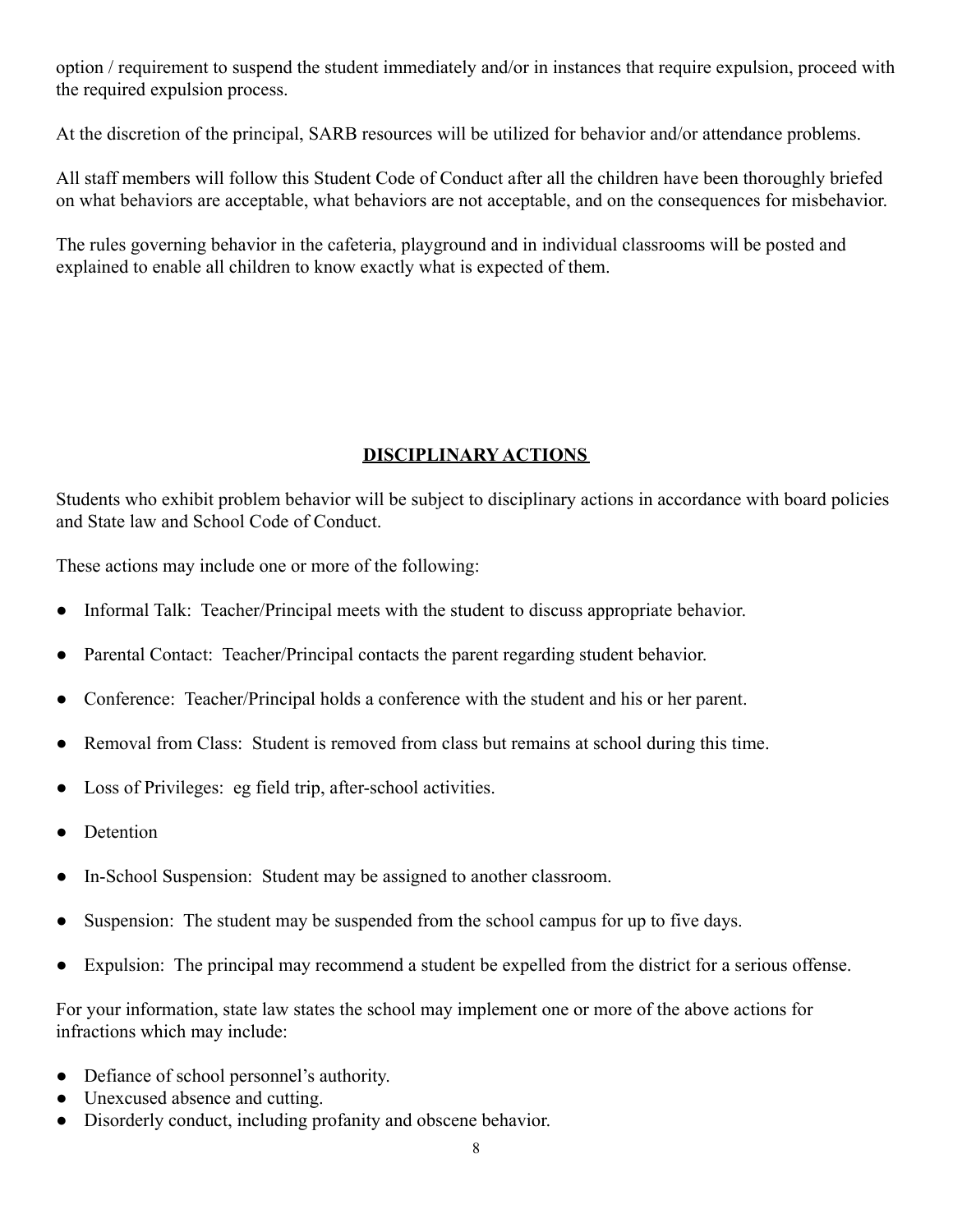option / requirement to suspend the student immediately and/or in instances that require expulsion, proceed with the required expulsion process.

At the discretion of the principal, SARB resources will be utilized for behavior and/or attendance problems.

All staff members will follow this Student Code of Conduct after all the children have been thoroughly briefed on what behaviors are acceptable, what behaviors are not acceptable, and on the consequences for misbehavior.

The rules governing behavior in the cafeteria, playground and in individual classrooms will be posted and explained to enable all children to know exactly what is expected of them.

## DISCIPLINARY ACTIONS

Students who exhibit problem behavior will be subject to disciplinary actions in accordance with board policies and State law and School Code of Conduct.

These actions may include one or more of the following:

- Informal Talk: Teacher/Principal meets with the student to discuss appropriate behavior.
- Parental Contact: Teacher/Principal contacts the parent regarding student behavior.
- Conference: Teacher/Principal holds a conference with the student and his or her parent.
- Removal from Class: Student is removed from class but remains at school during this time.
- Loss of Privileges: eg field trip, after-school activities.
- Detention
- In-School Suspension: Student may be assigned to another classroom.
- Suspension: The student may be suspended from the school campus for up to five days.
- Expulsion: The principal may recommend a student be expelled from the district for a serious offense.

For your information, state law states the school may implement one or more of the above actions for infractions which may include:

- Defiance of school personnel's authority.
- Unexcused absence and cutting.
- Disorderly conduct, including profanity and obscene behavior.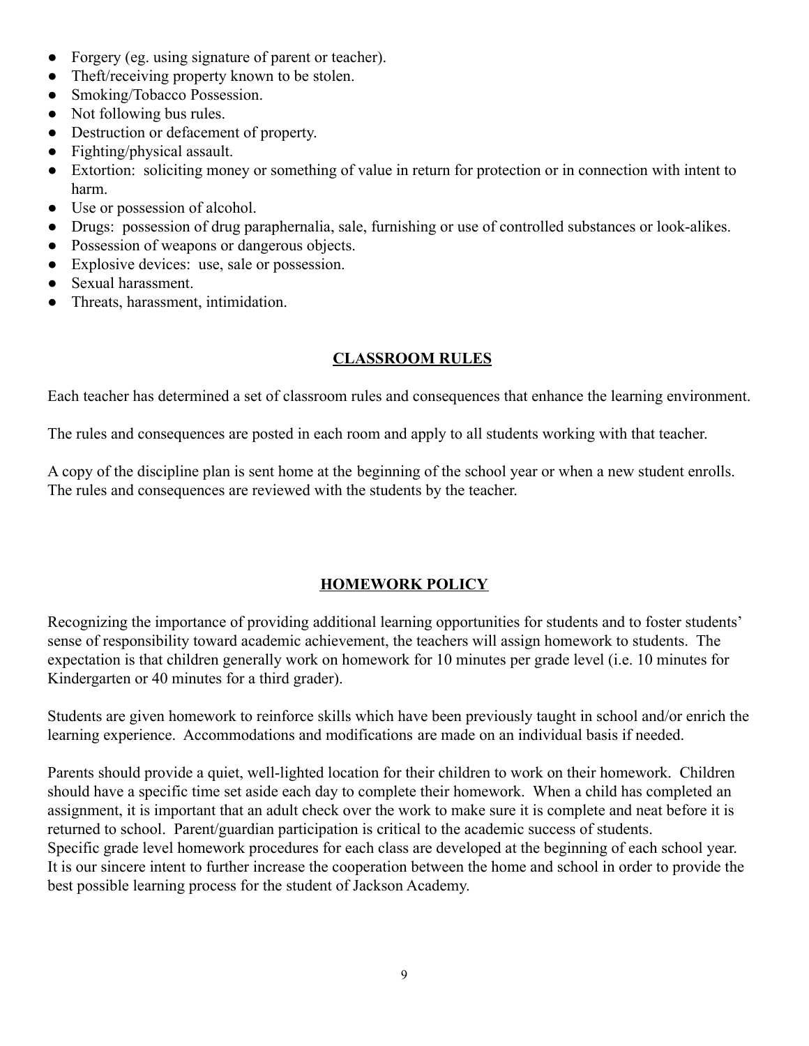- Forgery (eg. using signature of parent or teacher).
- Theft/receiving property known to be stolen.
- Smoking/Tobacco Possession.
- Not following bus rules.
- Destruction or defacement of property.
- Fighting/physical assault.
- Extortion: soliciting money or something of value in return for protection or in connection with intent to harm.
- Use or possession of alcohol.
- Drugs: possession of drug paraphernalia, sale, furnishing or use of controlled substances or look-alikes.
- Possession of weapons or dangerous objects.
- Explosive devices: use, sale or possession.
- Sexual harassment.
- Threats, harassment, intimidation.

## CLASSROOM RULES

Each teacher has determined a set of classroom rules and consequences that enhance the learning environment.

The rules and consequences are posted in each room and apply to all students working with that teacher.

A copy of the discipline plan is sent home at the beginning of the school year or when a new student enrolls. The rules and consequences are reviewed with the students by the teacher.

## HOMEWORK POLICY

Recognizing the importance of providing additional learning opportunities for students and to foster students' sense of responsibility toward academic achievement, the teachers will assign homework to students. The expectation is that children generally work on homework for 10 minutes per grade level (i.e. 10 minutes for Kindergarten or 40 minutes for a third grader).

Students are given homework to reinforce skills which have been previously taught in school and/or enrich the learning experience. Accommodations and modifications are made on an individual basis if needed.

Parents should provide a quiet, well-lighted location for their children to work on their homework. Children should have a specific time set aside each day to complete their homework. When a child has completed an assignment, it is important that an adult check over the work to make sure it is complete and neat before it is returned to school. Parent/guardian participation is critical to the academic success of students.
Specific grade level homework procedures for each class are developed at the beginning of each school year. It is our sincere intent to further increase the cooperation between the home and school in order to provide the best possible learning process for the student of Jackson Academy.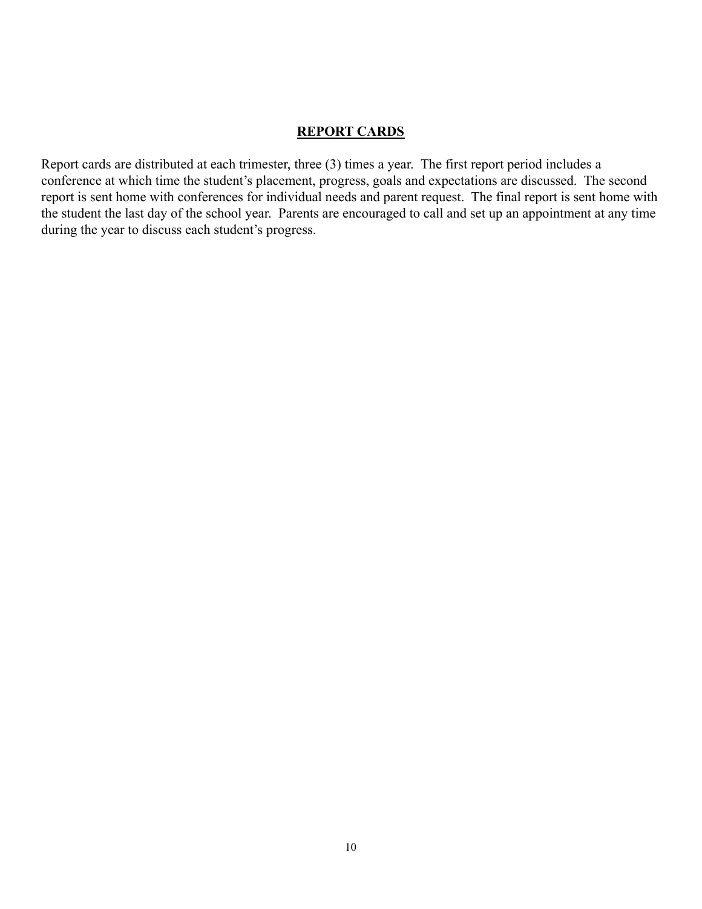## REPORT CARDS

Report cards are distributed at each trimester, three (3) times a year. The first report period includes a conference at which time the student's placement, progress, goals and expectations are discussed. The second report is sent home with conferences for individual needs and parent request. The final report is sent home with the student the last day of the school year. Parents are encouraged to call and set up an appointment at any time during the year to discuss each student's progress.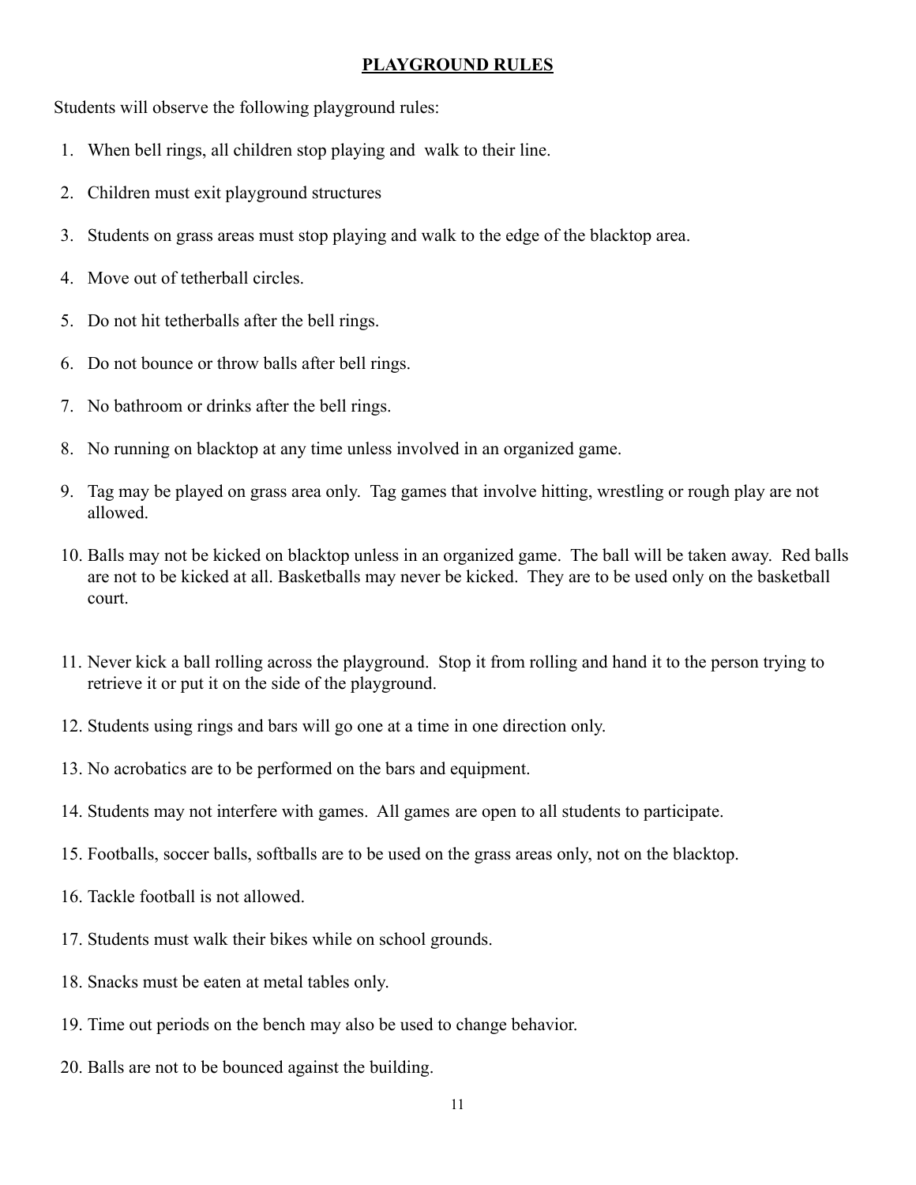## PLAYGROUND RULES

Students will observe the following playground rules:

1. When bell rings, all children stop playing and walk to their line.
2. Children must exit playground structures
3. Students on grass areas must stop playing and walk to the edge of the blacktop area.
4. Move out of tetherball circles.
5. Do not hit tetherballs after the bell rings.
6. Do not bounce or throw balls after bell rings.
7. No bathroom or drinks after the bell rings.
8. No running on blacktop at any time unless involved in an organized game.
9. Tag may be played on grass area only. Tag games that involve hitting, wrestling or rough play are not allowed.
10. Balls may not be kicked on blacktop unless in an organized game. The ball will be taken away. Red balls are not to be kicked at all. Basketballs may never be kicked. They are to be used only on the basketball court.
11. Never kick a ball rolling across the playground. Stop it from rolling and hand it to the person trying to retrieve it or put it on the side of the playground.
12. Students using rings and bars will go one at a time in one direction only.
13. No acrobatics are to be performed on the bars and equipment.
14. Students may not interfere with games. All games are open to all students to participate.
15. Footballs, soccer balls, softballs are to be used on the grass areas only, not on the blacktop.
16. Tackle football is not allowed.
17. Students must walk their bikes while on school grounds.
18. Snacks must be eaten at metal tables only.
19. Time out periods on the bench may also be used to change behavior.
20. Balls are not to be bounced against the building.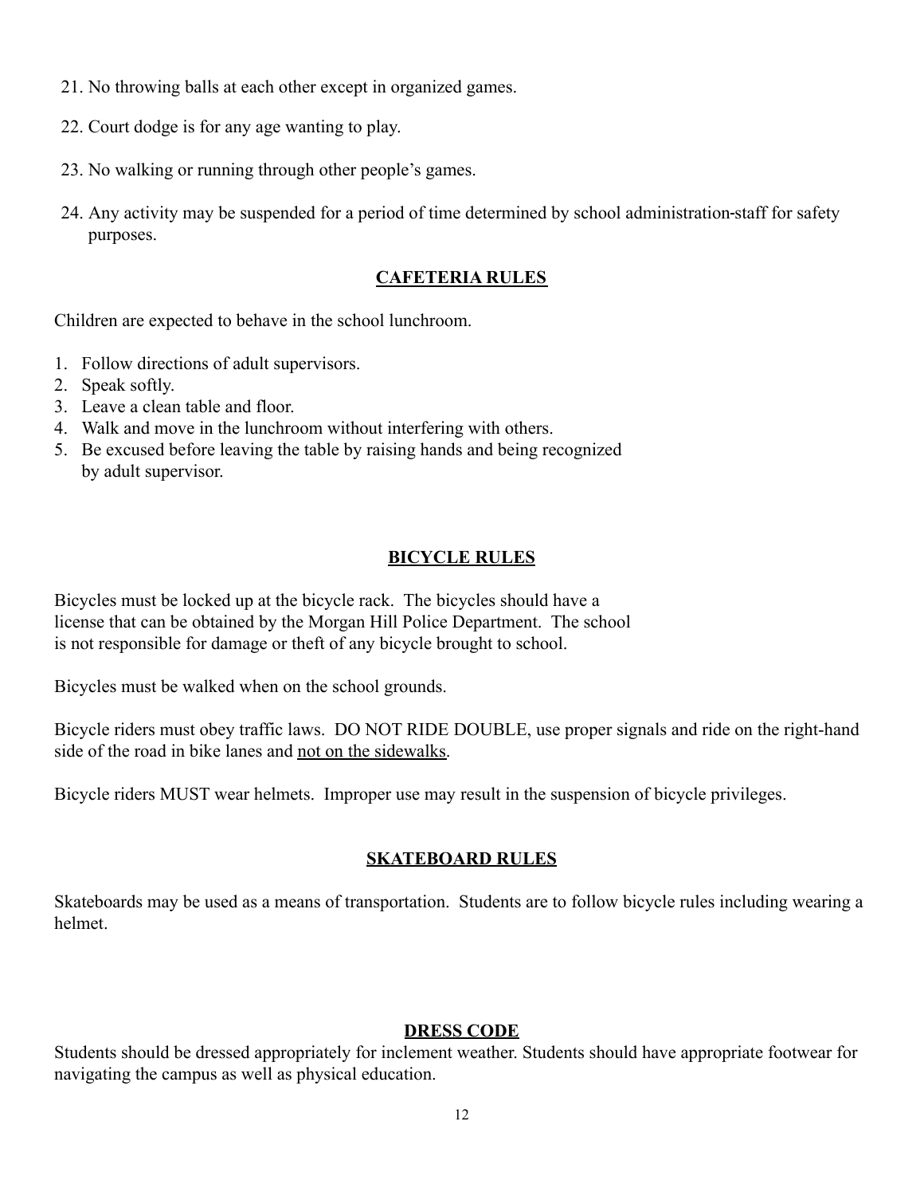21. No throwing balls at each other except in organized games.

22. Court dodge is for any age wanting to play.

23. No walking or running through other people's games.

24. Any activity may be suspended for a period of time determined by school administration-staff for safety purposes.

## CAFETERIA RULES

Children are expected to behave in the school lunchroom.

1. Follow directions of adult supervisors.
2. Speak softly.
3. Leave a clean table and floor.
4. Walk and move in the lunchroom without interfering with others.
5. Be excused before leaving the table by raising hands and being recognized by adult supervisor.

## BICYCLE RULES

Bicycles must be locked up at the bicycle rack. The bicycles should have a license that can be obtained by the Morgan Hill Police Department. The school is not responsible for damage or theft of any bicycle brought to school.

Bicycles must be walked when on the school grounds.

Bicycle riders must obey traffic laws. DO NOT RIDE DOUBLE, use proper signals and ride on the right-hand side of the road in bike lanes and <u>not on the sidewalks</u>.

Bicycle riders MUST wear helmets. Improper use may result in the suspension of bicycle privileges.

## SKATEBOARD RULES

Skateboards may be used as a means of transportation. Students are to follow bicycle rules including wearing a helmet.

## DRESS CODE

Students should be dressed appropriately for inclement weather. Students should have appropriate footwear for navigating the campus as well as physical education.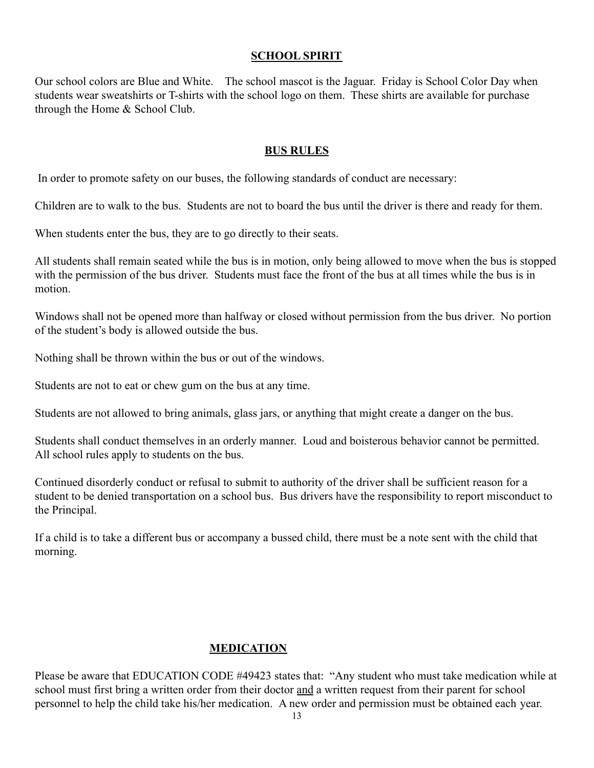## SCHOOL SPIRIT

Our school colors are Blue and White. The school mascot is the Jaguar. Friday is School Color Day when students wear sweatshirts or T-shirts with the school logo on them. These shirts are available for purchase through the Home & School Club.

## BUS RULES

In order to promote safety on our buses, the following standards of conduct are necessary:

Children are to walk to the bus. Students are not to board the bus until the driver is there and ready for them.

When students enter the bus, they are to go directly to their seats.

All students shall remain seated while the bus is in motion, only being allowed to move when the bus is stopped with the permission of the bus driver. Students must face the front of the bus at all times while the bus is in motion.

Windows shall not be opened more than halfway or closed without permission from the bus driver. No portion of the student's body is allowed outside the bus.

Nothing shall be thrown within the bus or out of the windows.

Students are not to eat or chew gum on the bus at any time.

Students are not allowed to bring animals, glass jars, or anything that might create a danger on the bus.

Students shall conduct themselves in an orderly manner. Loud and boisterous behavior cannot be permitted. All school rules apply to students on the bus.

Continued disorderly conduct or refusal to submit to authority of the driver shall be sufficient reason for a student to be denied transportation on a school bus. Bus drivers have the responsibility to report misconduct to the Principal.

If a child is to take a different bus or accompany a bussed child, there must be a note sent with the child that morning.

## MEDICATION

Please be aware that EDUCATION CODE #49423 states that: "Any student who must take medication while at school must first bring a written order from their doctor <u>and</u> a written request from their parent for school personnel to help the child take his/her medication. A new order and permission must be obtained each year.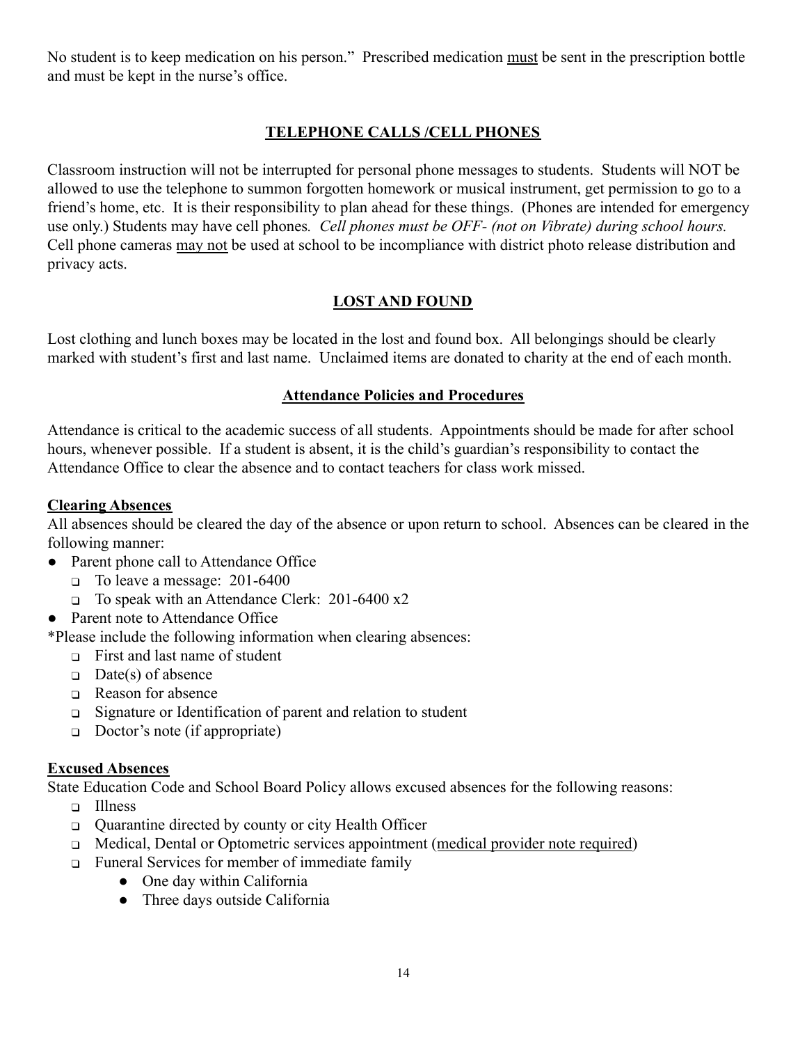No student is to keep medication on his person." Prescribed medication <u>must</u> be sent in the prescription bottle and must be kept in the nurse's office.

## TELEPHONE CALLS /CELL PHONES

Classroom instruction will not be interrupted for personal phone messages to students. Students will NOT be allowed to use the telephone to summon forgotten homework or musical instrument, get permission to go to a friend's home, etc. It is their responsibility to plan ahead for these things. (Phones are intended for emergency use only.) Students may have cell phones. *Cell phones must be OFF- (not on Vibrate) during school hours.* Cell phone cameras <u>may not</u> be used at school to be incompliance with district photo release distribution and privacy acts.

## LOST AND FOUND

Lost clothing and lunch boxes may be located in the lost and found box. All belongings should be clearly marked with student's first and last name. Unclaimed items are donated to charity at the end of each month.

## Attendance Policies and Procedures

Attendance is critical to the academic success of all students. Appointments should be made for after school hours, whenever possible. If a student is absent, it is the child's guardian's responsibility to contact the Attendance Office to clear the absence and to contact teachers for class work missed.

### Clearing Absences

All absences should be cleared the day of the absence or upon return to school. Absences can be cleared in the following manner:

- Parent phone call to Attendance Office
  - To leave a message: 201-6400
  - To speak with an Attendance Clerk: 201-6400 x2
- Parent note to Attendance Office

*Please include the following information when clearing absences:

- First and last name of student
- Date(s) of absence
- Reason for absence
- Signature or Identification of parent and relation to student
- Doctor's note (if appropriate)

### Excused Absences

State Education Code and School Board Policy allows excused absences for the following reasons:

- Illness
- Quarantine directed by county or city Health Officer
- Medical, Dental or Optometric services appointment (<u>medical provider note required</u>)
- Funeral Services for member of immediate family
  - One day within California
  - Three days outside California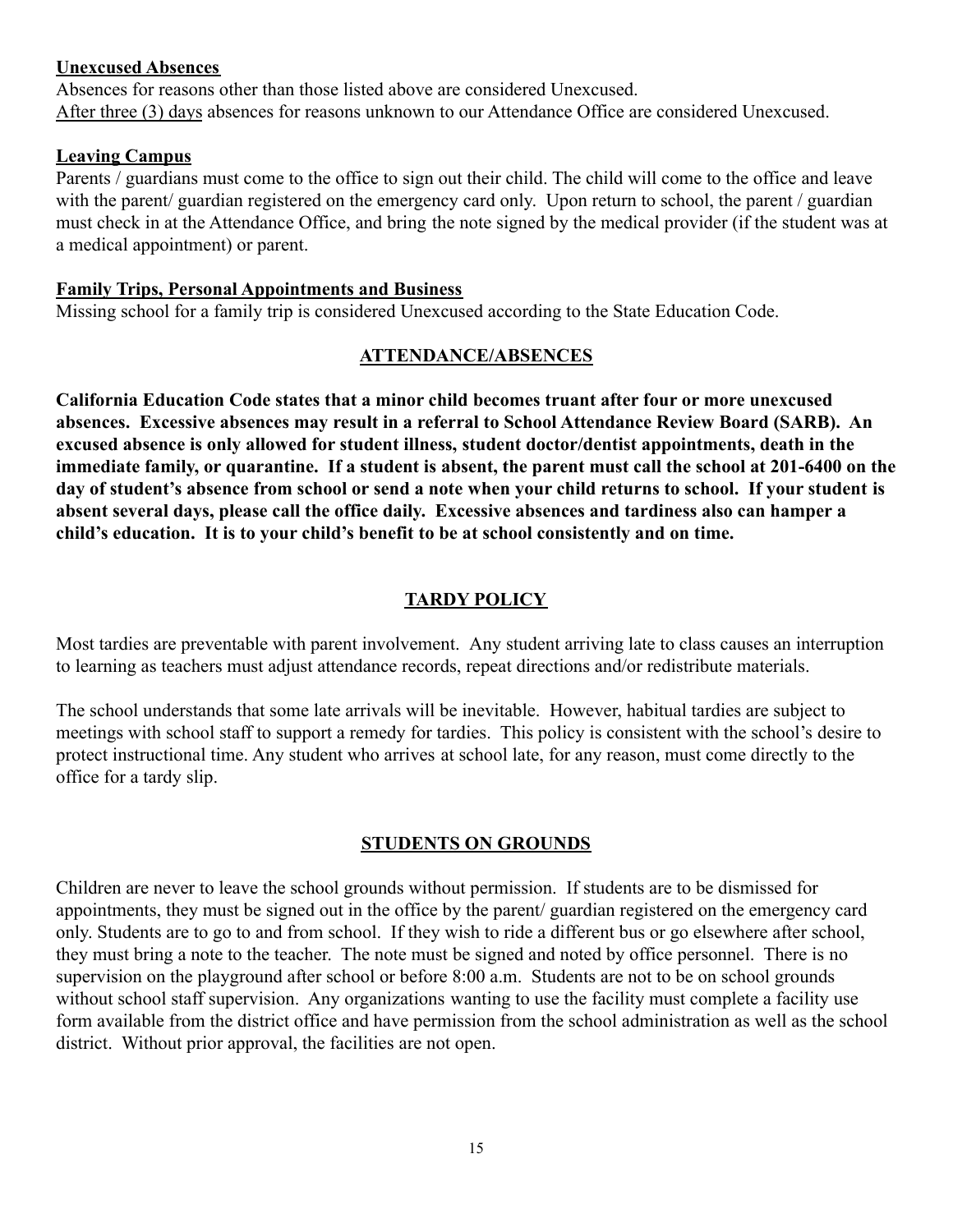**Unexcused Absences**

Absences for reasons other than those listed above are considered Unexcused.
After three (3) days absences for reasons unknown to our Attendance Office are considered Unexcused.

**Leaving Campus**

Parents / guardians must come to the office to sign out their child. The child will come to the office and leave with the parent/ guardian registered on the emergency card only. Upon return to school, the parent / guardian must check in at the Attendance Office, and bring the note signed by the medical provider (if the student was at a medical appointment) or parent.

**Family Trips, Personal Appointments and Business**

Missing school for a family trip is considered Unexcused according to the State Education Code.

## ATTENDANCE/ABSENCES

**California Education Code states that a minor child becomes truant after four or more unexcused absences. Excessive absences may result in a referral to School Attendance Review Board (SARB). An excused absence is only allowed for student illness, student doctor/dentist appointments, death in the immediate family, or quarantine. If a student is absent, the parent must call the school at 201-6400 on the day of student's absence from school or send a note when your child returns to school. If your student is absent several days, please call the office daily. Excessive absences and tardiness also can hamper a child's education. It is to your child's benefit to be at school consistently and on time.**

## TARDY POLICY

Most tardies are preventable with parent involvement. Any student arriving late to class causes an interruption to learning as teachers must adjust attendance records, repeat directions and/or redistribute materials.

The school understands that some late arrivals will be inevitable. However, habitual tardies are subject to meetings with school staff to support a remedy for tardies. This policy is consistent with the school's desire to protect instructional time. Any student who arrives at school late, for any reason, must come directly to the office for a tardy slip.

## STUDENTS ON GROUNDS

Children are never to leave the school grounds without permission. If students are to be dismissed for appointments, they must be signed out in the office by the parent/ guardian registered on the emergency card only. Students are to go to and from school. If they wish to ride a different bus or go elsewhere after school, they must bring a note to the teacher. The note must be signed and noted by office personnel. There is no supervision on the playground after school or before 8:00 a.m. Students are not to be on school grounds without school staff supervision. Any organizations wanting to use the facility must complete a facility use form available from the district office and have permission from the school administration as well as the school district. Without prior approval, the facilities are not open.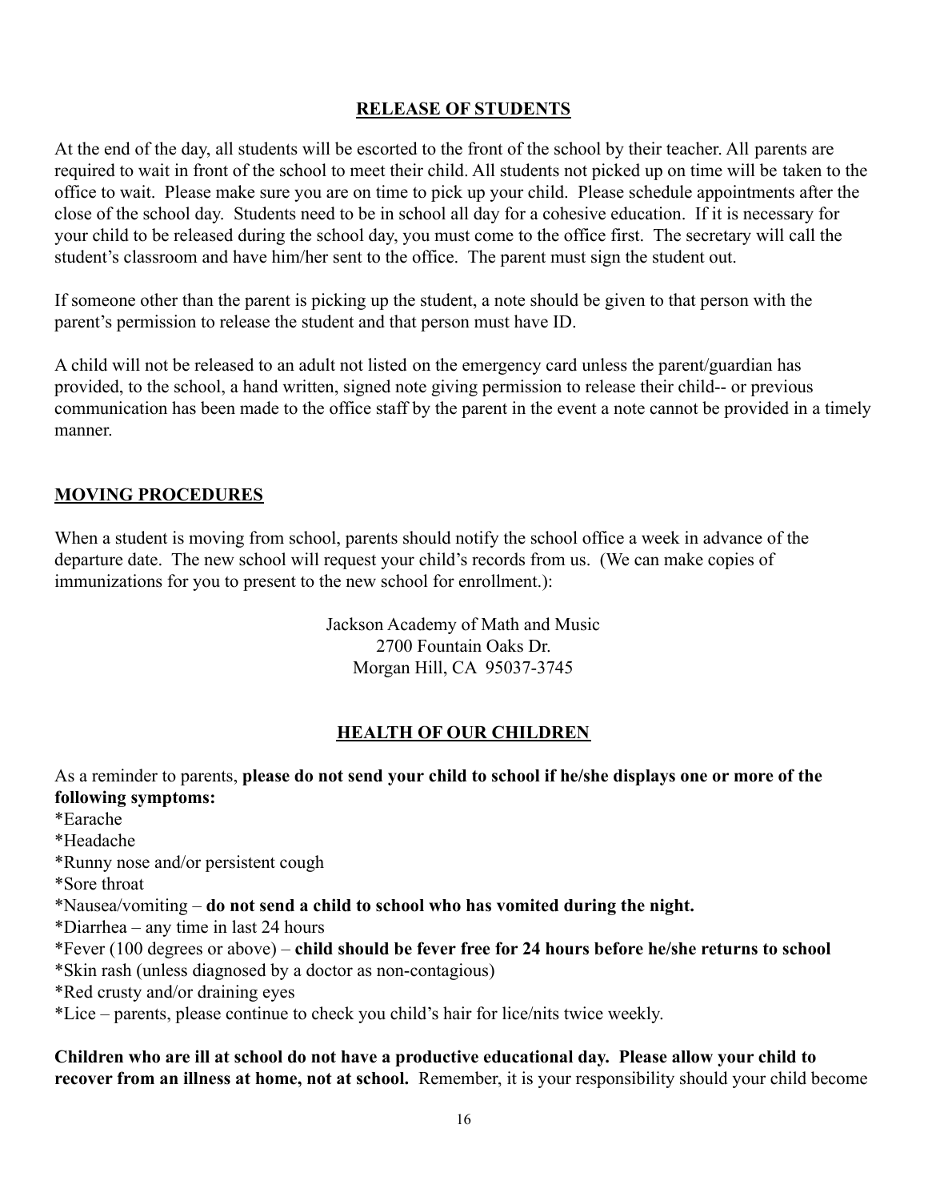## RELEASE OF STUDENTS

At the end of the day, all students will be escorted to the front of the school by their teacher. All parents are required to wait in front of the school to meet their child. All students not picked up on time will be taken to the office to wait. Please make sure you are on time to pick up your child. Please schedule appointments after the close of the school day. Students need to be in school all day for a cohesive education. If it is necessary for your child to be released during the school day, you must come to the office first. The secretary will call the student's classroom and have him/her sent to the office. The parent must sign the student out.

If someone other than the parent is picking up the student, a note should be given to that person with the parent's permission to release the student and that person must have ID.

A child will not be released to an adult not listed on the emergency card unless the parent/guardian has provided, to the school, a hand written, signed note giving permission to release their child-- or previous communication has been made to the office staff by the parent in the event a note cannot be provided in a timely manner.

## MOVING PROCEDURES

When a student is moving from school, parents should notify the school office a week in advance of the departure date. The new school will request your child's records from us. (We can make copies of immunizations for you to present to the new school for enrollment.):

Jackson Academy of Math and Music
2700 Fountain Oaks Dr.
Morgan Hill, CA 95037-3745

## HEALTH OF OUR CHILDREN

As a reminder to parents, **please do not send your child to school if he/she displays one or more of the following symptoms:**

*Earache
*Headache
*Runny nose and/or persistent cough
*Sore throat
*Nausea/vomiting – **do not send a child to school who has vomited during the night.**
*Diarrhea – any time in last 24 hours
*Fever (100 degrees or above) – **child should be fever free for 24 hours before he/she returns to school**
*Skin rash (unless diagnosed by a doctor as non-contagious)
*Red crusty and/or draining eyes
*Lice – parents, please continue to check you child's hair for lice/nits twice weekly.

**Children who are ill at school do not have a productive educational day. Please allow your child to recover from an illness at home, not at school.** Remember, it is your responsibility should your child become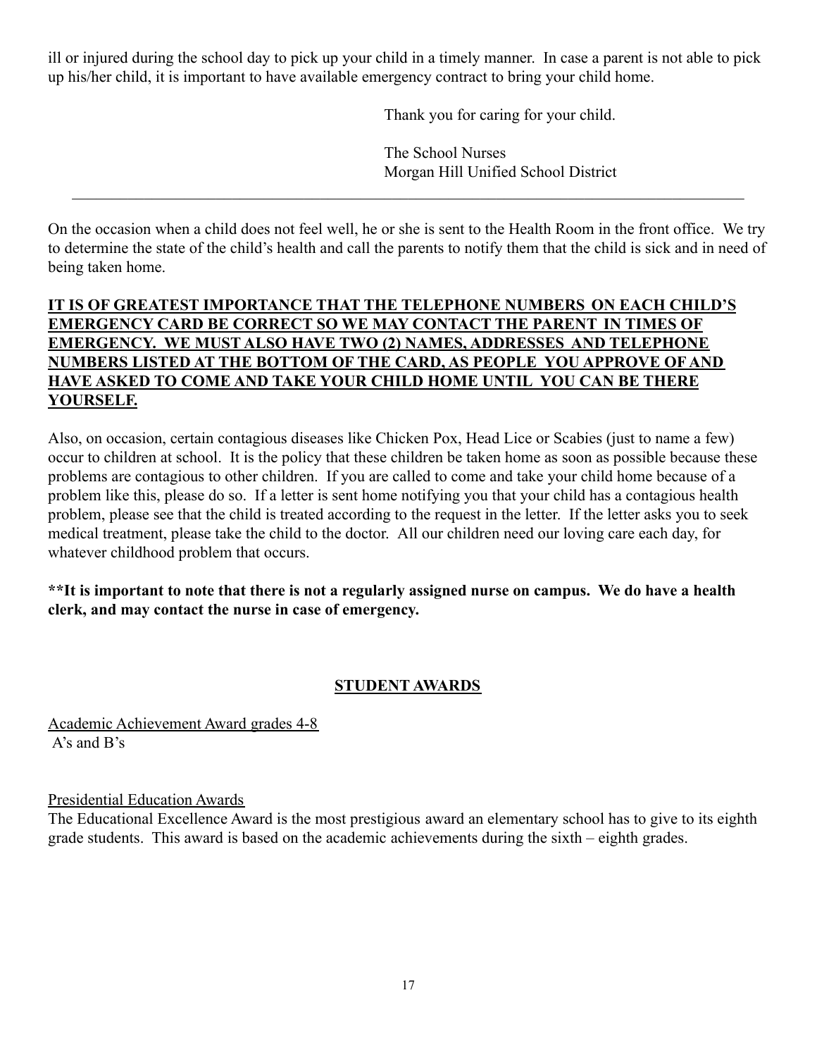ill or injured during the school day to pick up your child in a timely manner. In case a parent is not able to pick up his/her child, it is important to have available emergency contract to bring your child home.

Thank you for caring for your child.

The School Nurses  
Morgan Hill Unified School District

---

On the occasion when a child does not feel well, he or she is sent to the Health Room in the front office. We try to determine the state of the child's health and call the parents to notify them that the child is sick and in need of being taken home.

**IT IS OF GREATEST IMPORTANCE THAT THE TELEPHONE NUMBERS ON EACH CHILD'S EMERGENCY CARD BE CORRECT SO WE MAY CONTACT THE PARENT IN TIMES OF EMERGENCY. WE MUST ALSO HAVE TWO (2) NAMES, ADDRESSES AND TELEPHONE NUMBERS LISTED AT THE BOTTOM OF THE CARD, AS PEOPLE YOU APPROVE OF AND HAVE ASKED TO COME AND TAKE YOUR CHILD HOME UNTIL YOU CAN BE THERE YOURSELF.**

Also, on occasion, certain contagious diseases like Chicken Pox, Head Lice or Scabies (just to name a few) occur to children at school. It is the policy that these children be taken home as soon as possible because these problems are contagious to other children. If you are called to come and take your child home because of a problem like this, please do so. If a letter is sent home notifying you that your child has a contagious health problem, please see that the child is treated according to the request in the letter. If the letter asks you to seek medical treatment, please take the child to the doctor. All our children need our loving care each day, for whatever childhood problem that occurs.

**\*\*It is important to note that there is not a regularly assigned nurse on campus. We do have a health clerk, and may contact the nurse in case of emergency.**

## STUDENT AWARDS

Academic Achievement Award grades 4-8  
A's and B's

Presidential Education Awards  
The Educational Excellence Award is the most prestigious award an elementary school has to give to its eighth grade students. This award is based on the academic achievements during the sixth – eighth grades.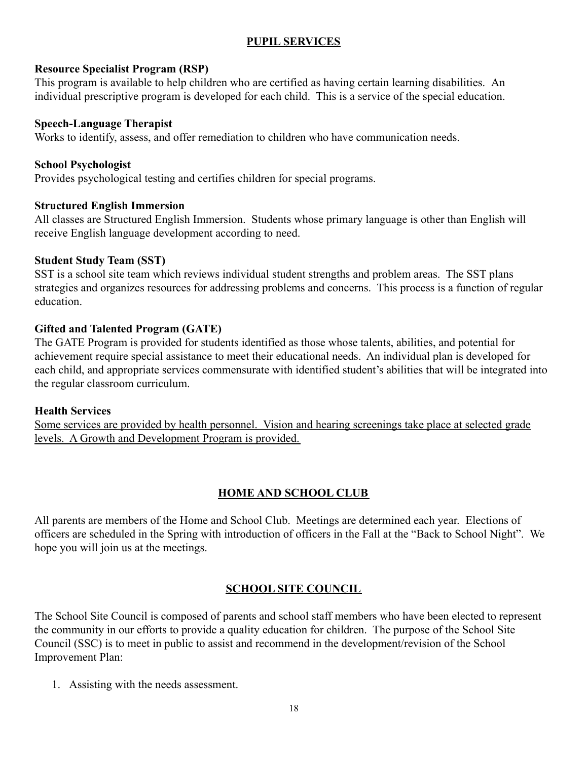## PUPIL SERVICES

**Resource Specialist Program (RSP)**
This program is available to help children who are certified as having certain learning disabilities. An individual prescriptive program is developed for each child. This is a service of the special education.

**Speech-Language Therapist**
Works to identify, assess, and offer remediation to children who have communication needs.

**School Psychologist**
Provides psychological testing and certifies children for special programs.

**Structured English Immersion**
All classes are Structured English Immersion. Students whose primary language is other than English will receive English language development according to need.

**Student Study Team (SST)**
SST is a school site team which reviews individual student strengths and problem areas. The SST plans strategies and organizes resources for addressing problems and concerns. This process is a function of regular education.

**Gifted and Talented Program (GATE)**
The GATE Program is provided for students identified as those whose talents, abilities, and potential for achievement require special assistance to meet their educational needs. An individual plan is developed for each child, and appropriate services commensurate with identified student's abilities that will be integrated into the regular classroom curriculum.

**Health Services**
Some services are provided by health personnel. Vision and hearing screenings take place at selected grade levels. A Growth and Development Program is provided.

## HOME AND SCHOOL CLUB

All parents are members of the Home and School Club. Meetings are determined each year. Elections of officers are scheduled in the Spring with introduction of officers in the Fall at the "Back to School Night". We hope you will join us at the meetings.

## SCHOOL SITE COUNCIL

The School Site Council is composed of parents and school staff members who have been elected to represent the community in our efforts to provide a quality education for children. The purpose of the School Site Council (SSC) is to meet in public to assist and recommend in the development/revision of the School Improvement Plan:

1. Assisting with the needs assessment.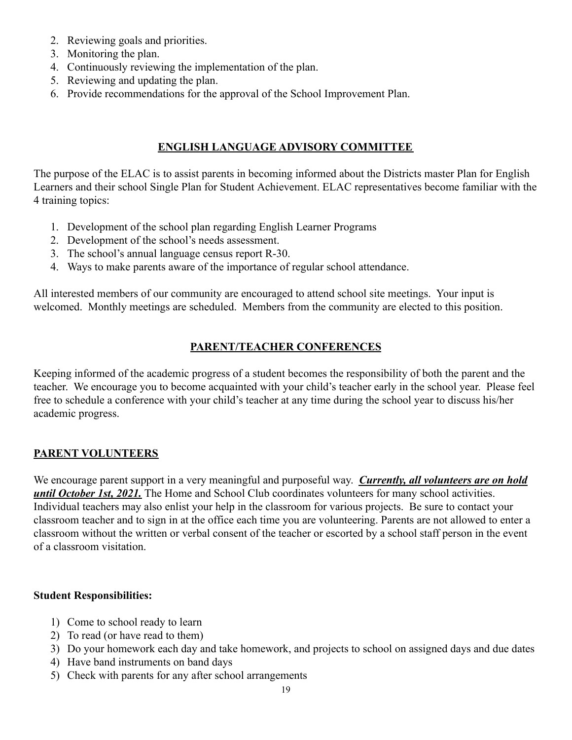2. Reviewing goals and priorities.
3. Monitoring the plan.
4. Continuously reviewing the implementation of the plan.
5. Reviewing and updating the plan.
6. Provide recommendations for the approval of the School Improvement Plan.

## ENGLISH LANGUAGE ADVISORY COMMITTEE

The purpose of the ELAC is to assist parents in becoming informed about the Districts master Plan for English Learners and their school Single Plan for Student Achievement. ELAC representatives become familiar with the 4 training topics:

1. Development of the school plan regarding English Learner Programs
2. Development of the school's needs assessment.
3. The school's annual language census report R-30.
4. Ways to make parents aware of the importance of regular school attendance.

All interested members of our community are encouraged to attend school site meetings. Your input is welcomed. Monthly meetings are scheduled. Members from the community are elected to this position.

## PARENT/TEACHER CONFERENCES

Keeping informed of the academic progress of a student becomes the responsibility of both the parent and the teacher. We encourage you to become acquainted with your child's teacher early in the school year. Please feel free to schedule a conference with your child's teacher at any time during the school year to discuss his/her academic progress.

## PARENT VOLUNTEERS

We encourage parent support in a very meaningful and purposeful way. ***Currently, all volunteers are on hold until October 1st, 2021.*** The Home and School Club coordinates volunteers for many school activities. Individual teachers may also enlist your help in the classroom for various projects. Be sure to contact your classroom teacher and to sign in at the office each time you are volunteering. Parents are not allowed to enter a classroom without the written or verbal consent of the teacher or escorted by a school staff person in the event of a classroom visitation.

**Student Responsibilities:**

1) Come to school ready to learn
2) To read (or have read to them)
3) Do your homework each day and take homework, and projects to school on assigned days and due dates
4) Have band instruments on band days
5) Check with parents for any after school arrangements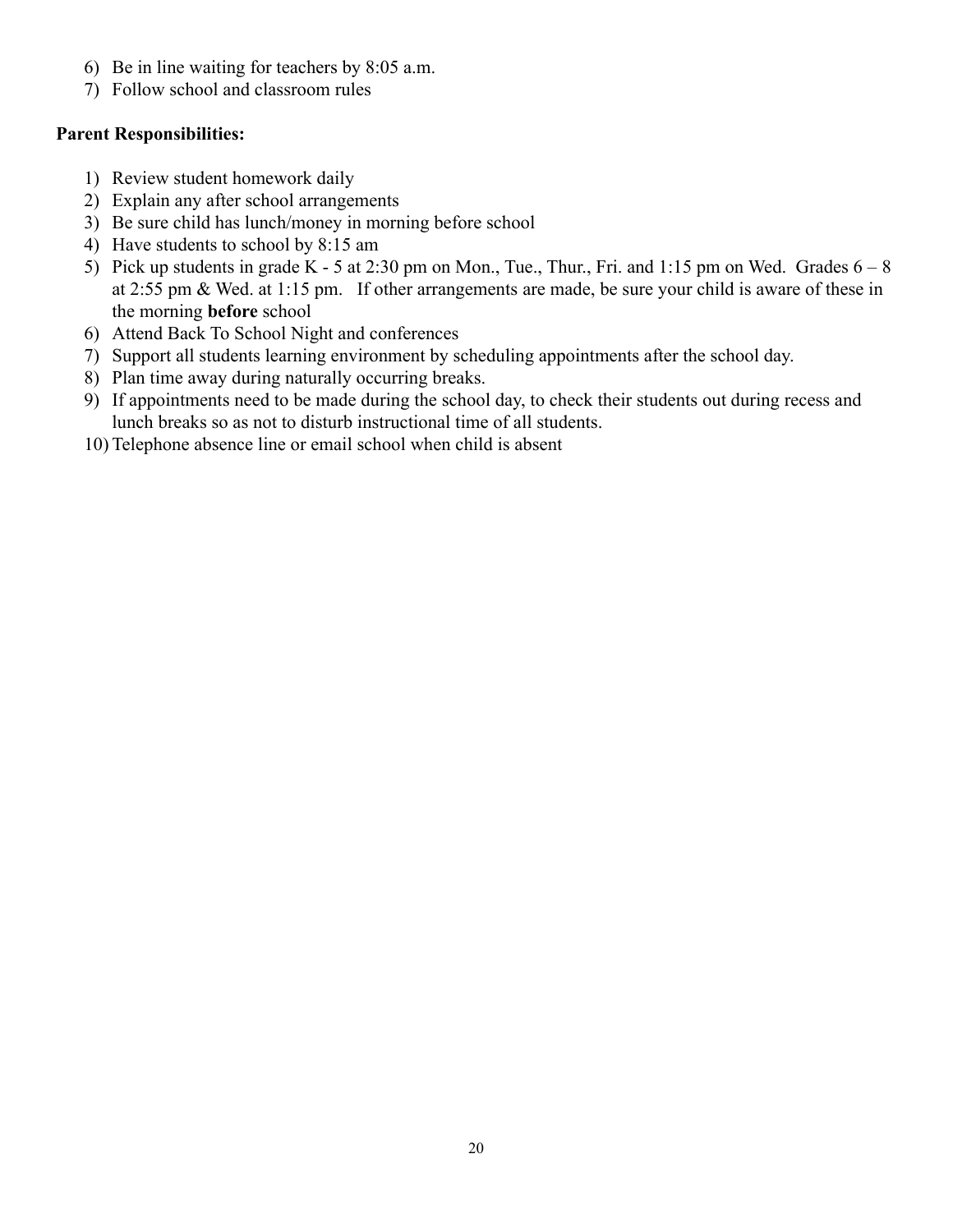6) Be in line waiting for teachers by 8:05 a.m.
7) Follow school and classroom rules

**Parent Responsibilities:**

1) Review student homework daily
2) Explain any after school arrangements
3) Be sure child has lunch/money in morning before school
4) Have students to school by 8:15 am
5) Pick up students in grade K - 5 at 2:30 pm on Mon., Tue., Thur., Fri. and 1:15 pm on Wed. Grades 6 – 8 at 2:55 pm & Wed. at 1:15 pm. If other arrangements are made, be sure your child is aware of these in the morning **before** school
6) Attend Back To School Night and conferences
7) Support all students learning environment by scheduling appointments after the school day.
8) Plan time away during naturally occurring breaks.
9) If appointments need to be made during the school day, to check their students out during recess and lunch breaks so as not to disturb instructional time of all students.
10) Telephone absence line or email school when child is absent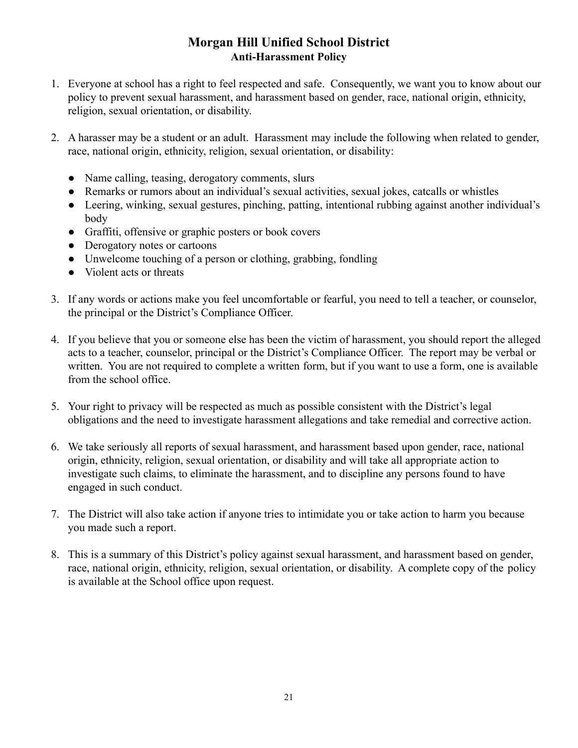# Morgan Hill Unified School District

## Anti-Harassment Policy

1. Everyone at school has a right to feel respected and safe. Consequently, we want you to know about our policy to prevent sexual harassment, and harassment based on gender, race, national origin, ethnicity, religion, sexual orientation, or disability.

2. A harasser may be a student or an adult. Harassment may include the following when related to gender, race, national origin, ethnicity, religion, sexual orientation, or disability:

   - Name calling, teasing, derogatory comments, slurs
   - Remarks or rumors about an individual's sexual activities, sexual jokes, catcalls or whistles
   - Leering, winking, sexual gestures, pinching, patting, intentional rubbing against another individual's body
   - Graffiti, offensive or graphic posters or book covers
   - Derogatory notes or cartoons
   - Unwelcome touching of a person or clothing, grabbing, fondling
   - Violent acts or threats

3. If any words or actions make you feel uncomfortable or fearful, you need to tell a teacher, or counselor, the principal or the District's Compliance Officer.

4. If you believe that you or someone else has been the victim of harassment, you should report the alleged acts to a teacher, counselor, principal or the District's Compliance Officer. The report may be verbal or written. You are not required to complete a written form, but if you want to use a form, one is available from the school office.

5. Your right to privacy will be respected as much as possible consistent with the District's legal obligations and the need to investigate harassment allegations and take remedial and corrective action.

6. We take seriously all reports of sexual harassment, and harassment based upon gender, race, national origin, ethnicity, religion, sexual orientation, or disability and will take all appropriate action to investigate such claims, to eliminate the harassment, and to discipline any persons found to have engaged in such conduct.

7. The District will also take action if anyone tries to intimidate you or take action to harm you because you made such a report.

8. This is a summary of this District's policy against sexual harassment, and harassment based on gender, race, national origin, ethnicity, religion, sexual orientation, or disability. A complete copy of the policy is available at the School office upon request.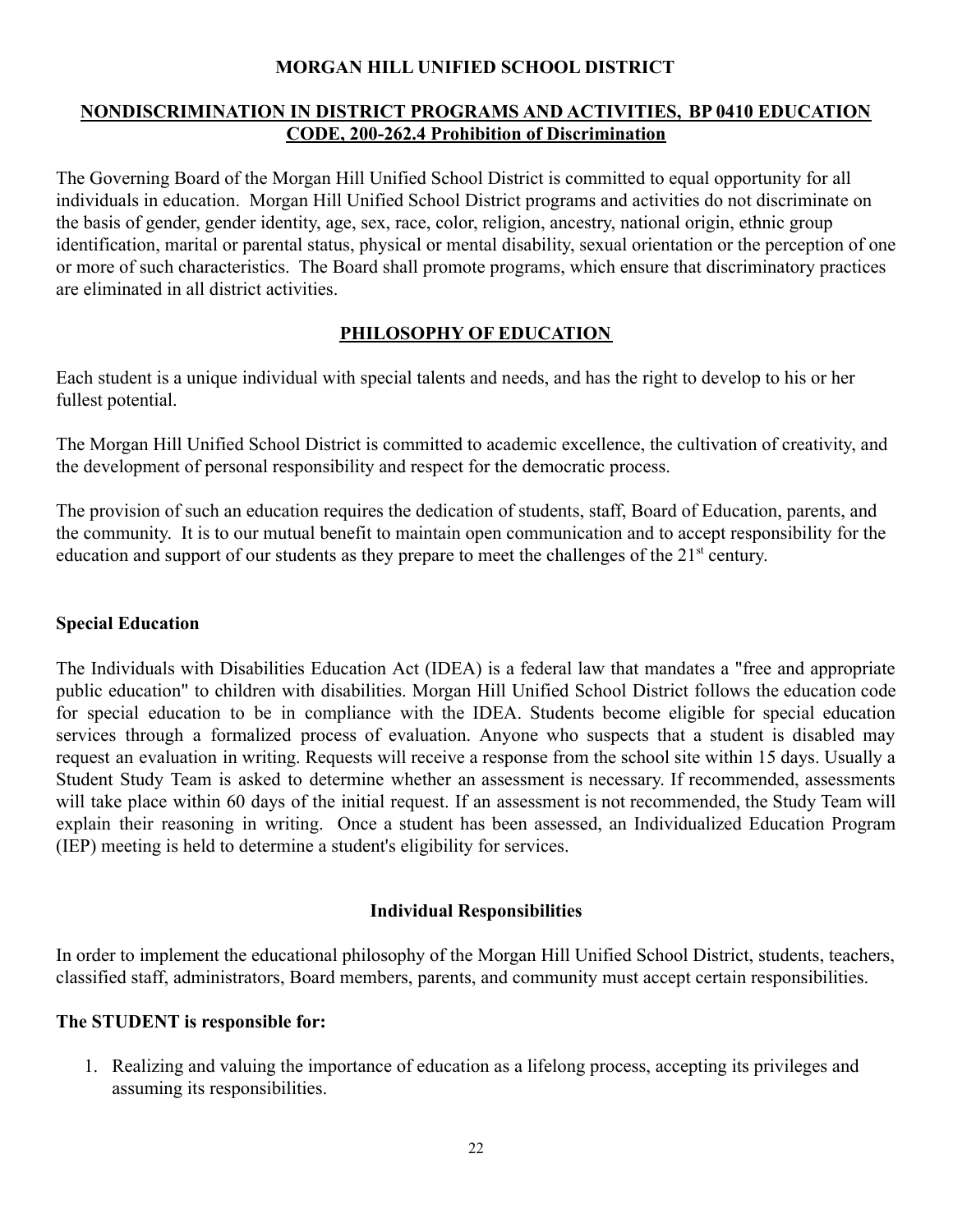**MORGAN HILL UNIFIED SCHOOL DISTRICT**

## NONDISCRIMINATION IN DISTRICT PROGRAMS AND ACTIVITIES, BP 0410 EDUCATION CODE, 200-262.4 Prohibition of Discrimination

The Governing Board of the Morgan Hill Unified School District is committed to equal opportunity for all individuals in education. Morgan Hill Unified School District programs and activities do not discriminate on the basis of gender, gender identity, age, sex, race, color, religion, ancestry, national origin, ethnic group identification, marital or parental status, physical or mental disability, sexual orientation or the perception of one or more of such characteristics. The Board shall promote programs, which ensure that discriminatory practices are eliminated in all district activities.

## PHILOSOPHY OF EDUCATION

Each student is a unique individual with special talents and needs, and has the right to develop to his or her fullest potential.

The Morgan Hill Unified School District is committed to academic excellence, the cultivation of creativity, and the development of personal responsibility and respect for the democratic process.

The provision of such an education requires the dedication of students, staff, Board of Education, parents, and the community. It is to our mutual benefit to maintain open communication and to accept responsibility for the education and support of our students as they prepare to meet the challenges of the 21st century.

### Special Education

The Individuals with Disabilities Education Act (IDEA) is a federal law that mandates a "free and appropriate public education" to children with disabilities. Morgan Hill Unified School District follows the education code for special education to be in compliance with the IDEA. Students become eligible for special education services through a formalized process of evaluation. Anyone who suspects that a student is disabled may request an evaluation in writing. Requests will receive a response from the school site within 15 days. Usually a Student Study Team is asked to determine whether an assessment is necessary. If recommended, assessments will take place within 60 days of the initial request. If an assessment is not recommended, the Study Team will explain their reasoning in writing. Once a student has been assessed, an Individualized Education Program (IEP) meeting is held to determine a student's eligibility for services.

### Individual Responsibilities

In order to implement the educational philosophy of the Morgan Hill Unified School District, students, teachers, classified staff, administrators, Board members, parents, and community must accept certain responsibilities.

### The STUDENT is responsible for:

1. Realizing and valuing the importance of education as a lifelong process, accepting its privileges and assuming its responsibilities.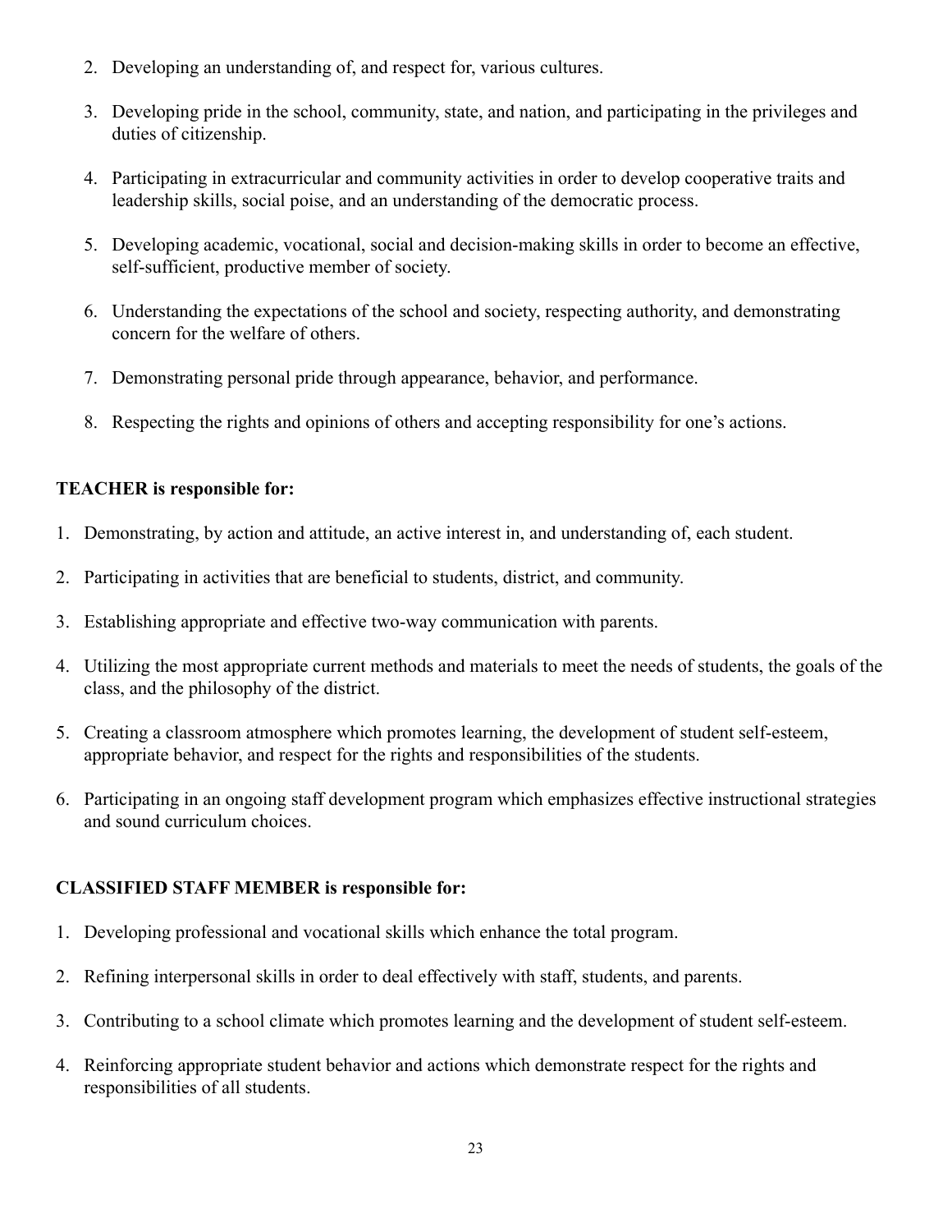2. Developing an understanding of, and respect for, various cultures.
3. Developing pride in the school, community, state, and nation, and participating in the privileges and duties of citizenship.
4. Participating in extracurricular and community activities in order to develop cooperative traits and leadership skills, social poise, and an understanding of the democratic process.
5. Developing academic, vocational, social and decision-making skills in order to become an effective, self-sufficient, productive member of society.
6. Understanding the expectations of the school and society, respecting authority, and demonstrating concern for the welfare of others.
7. Demonstrating personal pride through appearance, behavior, and performance.
8. Respecting the rights and opinions of others and accepting responsibility for one's actions.

**TEACHER is responsible for:**

1. Demonstrating, by action and attitude, an active interest in, and understanding of, each student.
2. Participating in activities that are beneficial to students, district, and community.
3. Establishing appropriate and effective two-way communication with parents.
4. Utilizing the most appropriate current methods and materials to meet the needs of students, the goals of the class, and the philosophy of the district.
5. Creating a classroom atmosphere which promotes learning, the development of student self-esteem, appropriate behavior, and respect for the rights and responsibilities of the students.
6. Participating in an ongoing staff development program which emphasizes effective instructional strategies and sound curriculum choices.

**CLASSIFIED STAFF MEMBER is responsible for:**

1. Developing professional and vocational skills which enhance the total program.
2. Refining interpersonal skills in order to deal effectively with staff, students, and parents.
3. Contributing to a school climate which promotes learning and the development of student self-esteem.
4. Reinforcing appropriate student behavior and actions which demonstrate respect for the rights and responsibilities of all students.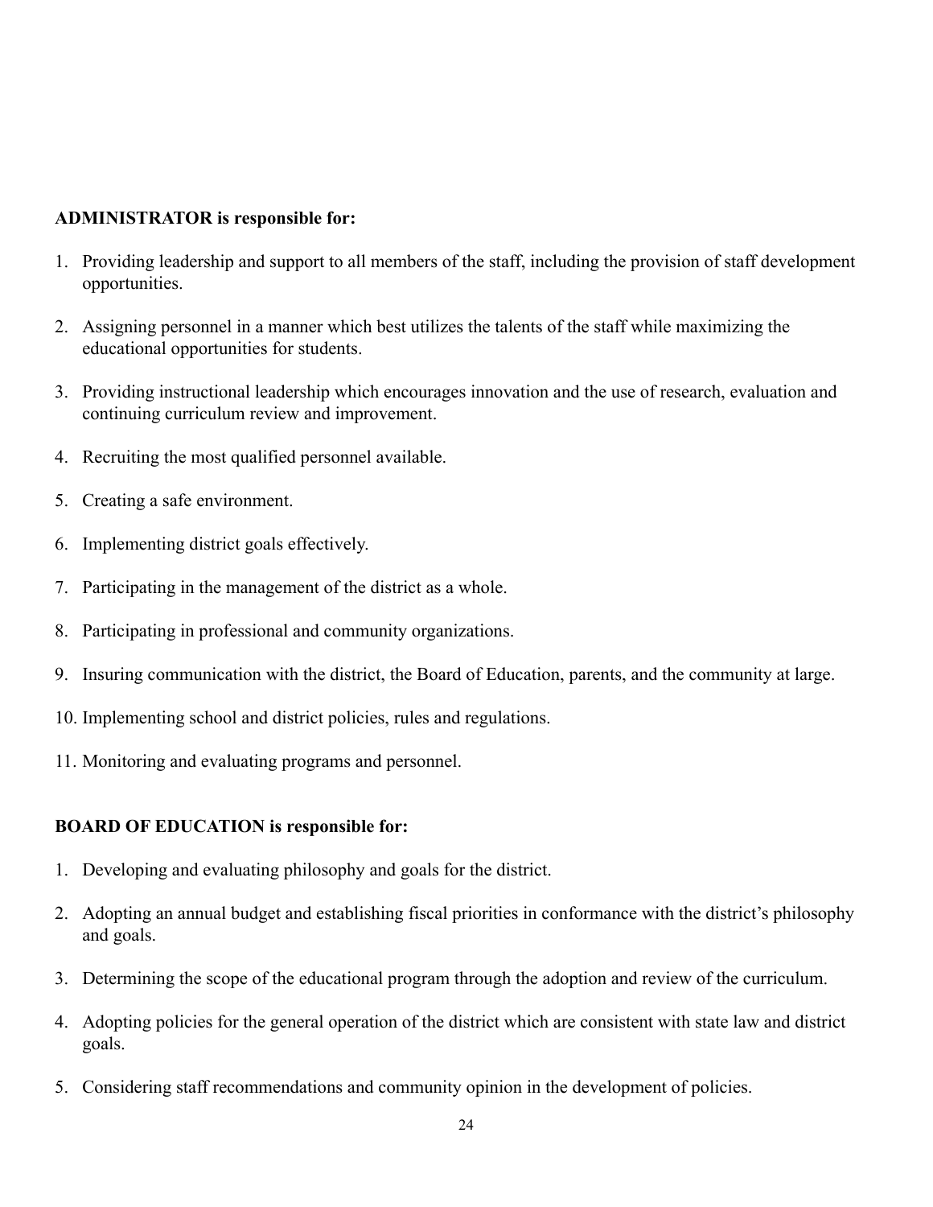**ADMINISTRATOR is responsible for:**

1. Providing leadership and support to all members of the staff, including the provision of staff development opportunities.
2. Assigning personnel in a manner which best utilizes the talents of the staff while maximizing the educational opportunities for students.
3. Providing instructional leadership which encourages innovation and the use of research, evaluation and continuing curriculum review and improvement.
4. Recruiting the most qualified personnel available.
5. Creating a safe environment.
6. Implementing district goals effectively.
7. Participating in the management of the district as a whole.
8. Participating in professional and community organizations.
9. Insuring communication with the district, the Board of Education, parents, and the community at large.
10. Implementing school and district policies, rules and regulations.
11. Monitoring and evaluating programs and personnel.

**BOARD OF EDUCATION is responsible for:**

1. Developing and evaluating philosophy and goals for the district.
2. Adopting an annual budget and establishing fiscal priorities in conformance with the district's philosophy and goals.
3. Determining the scope of the educational program through the adoption and review of the curriculum.
4. Adopting policies for the general operation of the district which are consistent with state law and district goals.
5. Considering staff recommendations and community opinion in the development of policies.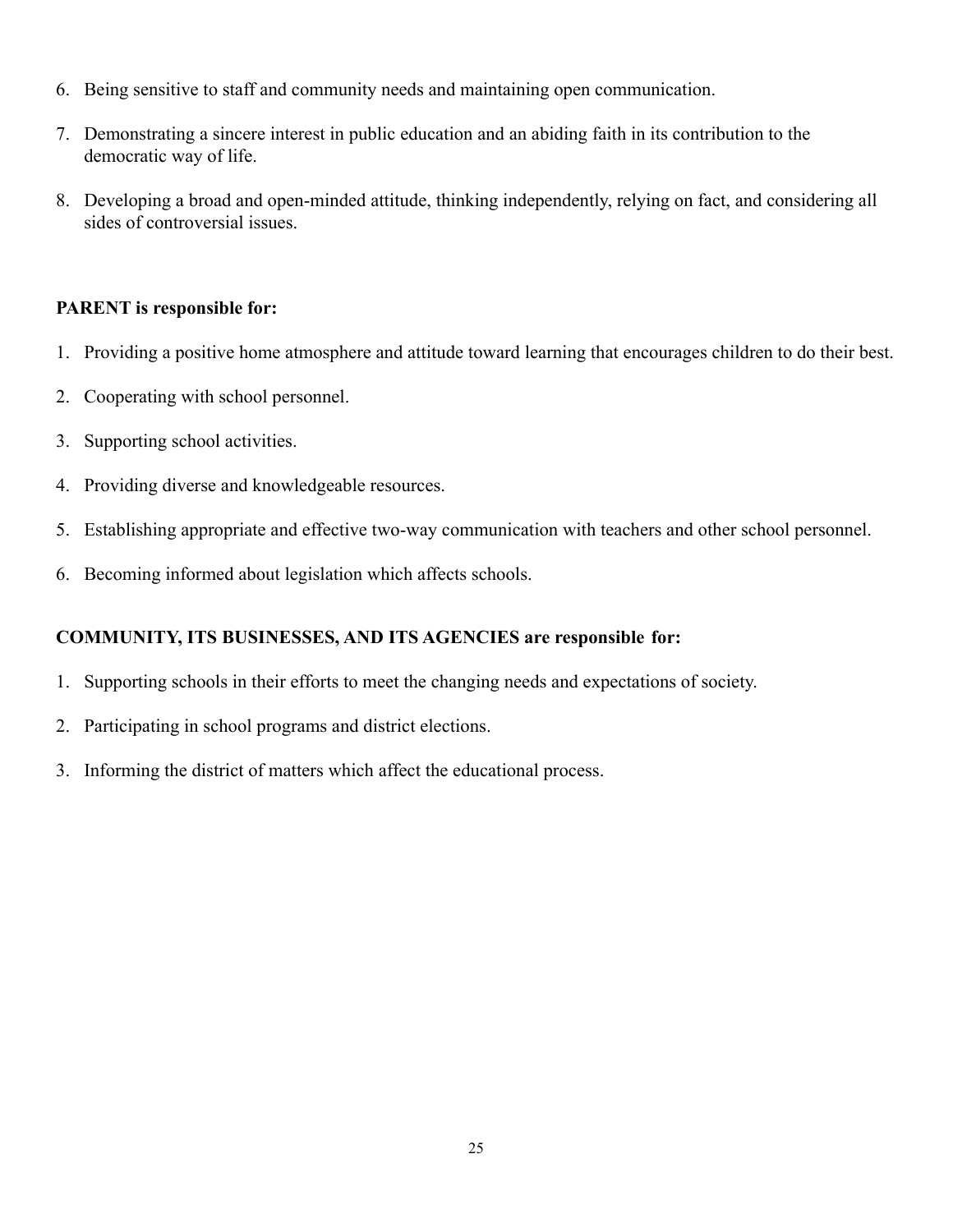6. Being sensitive to staff and community needs and maintaining open communication.
7. Demonstrating a sincere interest in public education and an abiding faith in its contribution to the democratic way of life.
8. Developing a broad and open-minded attitude, thinking independently, relying on fact, and considering all sides of controversial issues.

**PARENT is responsible for:**

1. Providing a positive home atmosphere and attitude toward learning that encourages children to do their best.
2. Cooperating with school personnel.
3. Supporting school activities.
4. Providing diverse and knowledgeable resources.
5. Establishing appropriate and effective two-way communication with teachers and other school personnel.
6. Becoming informed about legislation which affects schools.

**COMMUNITY, ITS BUSINESSES, AND ITS AGENCIES are responsible for:**

1. Supporting schools in their efforts to meet the changing needs and expectations of society.
2. Participating in school programs and district elections.
3. Informing the district of matters which affect the educational process.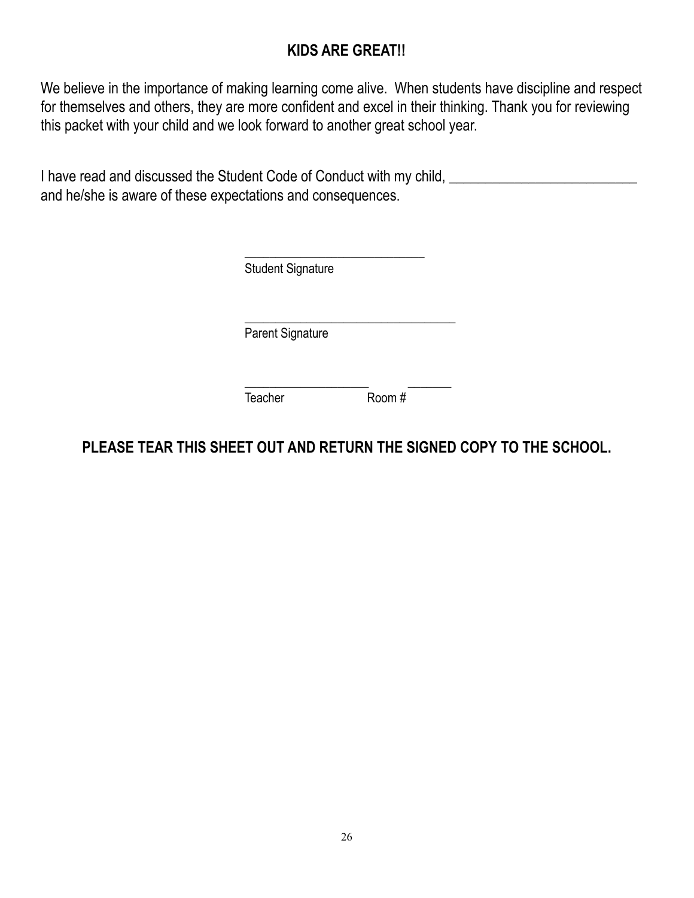## KIDS ARE GREAT!!

We believe in the importance of making learning come alive. When students have discipline and respect for themselves and others, they are more confident and excel in their thinking. Thank you for reviewing this packet with your child and we look forward to another great school year.

I have read and discussed the Student Code of Conduct with my child, ___________________________ and he/she is aware of these expectations and consequences.

____________________________
Student Signature

_________________________________
Parent Signature

___________________ _______
Teacher Room #

**PLEASE TEAR THIS SHEET OUT AND RETURN THE SIGNED COPY TO THE SCHOOL.**